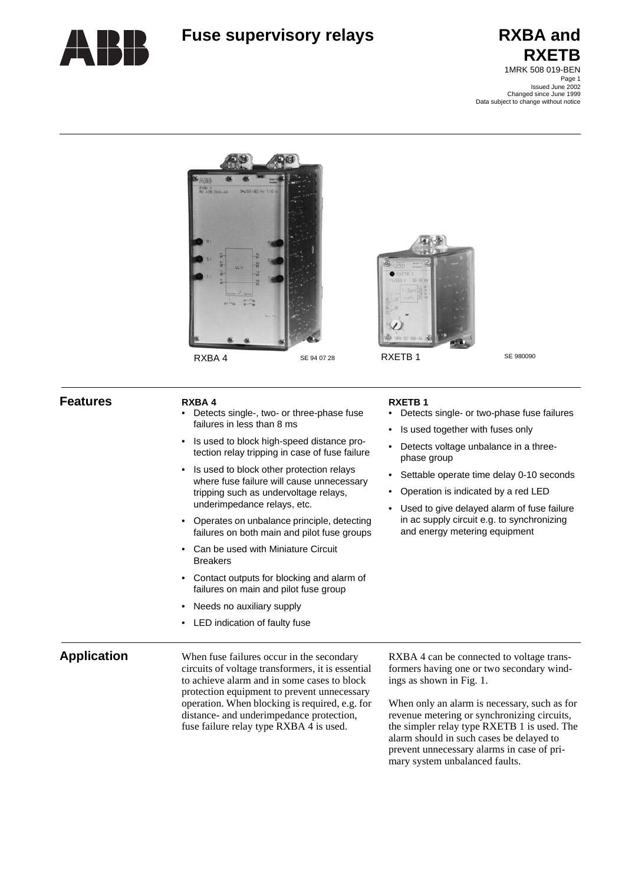# Fuse supervisory relays

# RXBA and RXETB

1MRK 508 019-BEN

Issued June 2002
Changed since June 1999
Data subject to change without notice

RXBA 4 SE 94 07 28

RXETB 1 SE 980090

## Features

**RXBA 4**

- Detects single-, two- or three-phase fuse failures in less than 8 ms
- Is used to block high-speed distance protection relay tripping in case of fuse failure
- Is used to block other protection relays where fuse failure will cause unnecessary tripping such as undervoltage relays, underimpedance relays, etc.
- Operates on unbalance principle, detecting failures on both main and pilot fuse groups
- Can be used with Miniature Circuit Breakers
- Contact outputs for blocking and alarm of failures on main and pilot fuse group
- Needs no auxiliary supply
- LED indication of faulty fuse

**RXETB 1**

- Detects single- or two-phase fuse failures
- Is used together with fuses only
- Detects voltage unbalance in a three-phase group
- Settable operate time delay 0-10 seconds
- Operation is indicated by a red LED
- Used to give delayed alarm of fuse failure in ac supply circuit e.g. to synchronizing and energy metering equipment

## Application

When fuse failures occur in the secondary circuits of voltage transformers, it is essential to achieve alarm and in some cases to block protection equipment to prevent unnecessary operation. When blocking is required, e.g. for distance- and underimpedance protection, fuse failure relay type RXBA 4 is used.

RXBA 4 can be connected to voltage transformers having one or two secondary windings as shown in Fig. 1.

When only an alarm is necessary, such as for revenue metering or synchronizing circuits, the simpler relay type RXETB 1 is used. The alarm should in such cases be delayed to prevent unnecessary alarms in case of primary system unbalanced faults.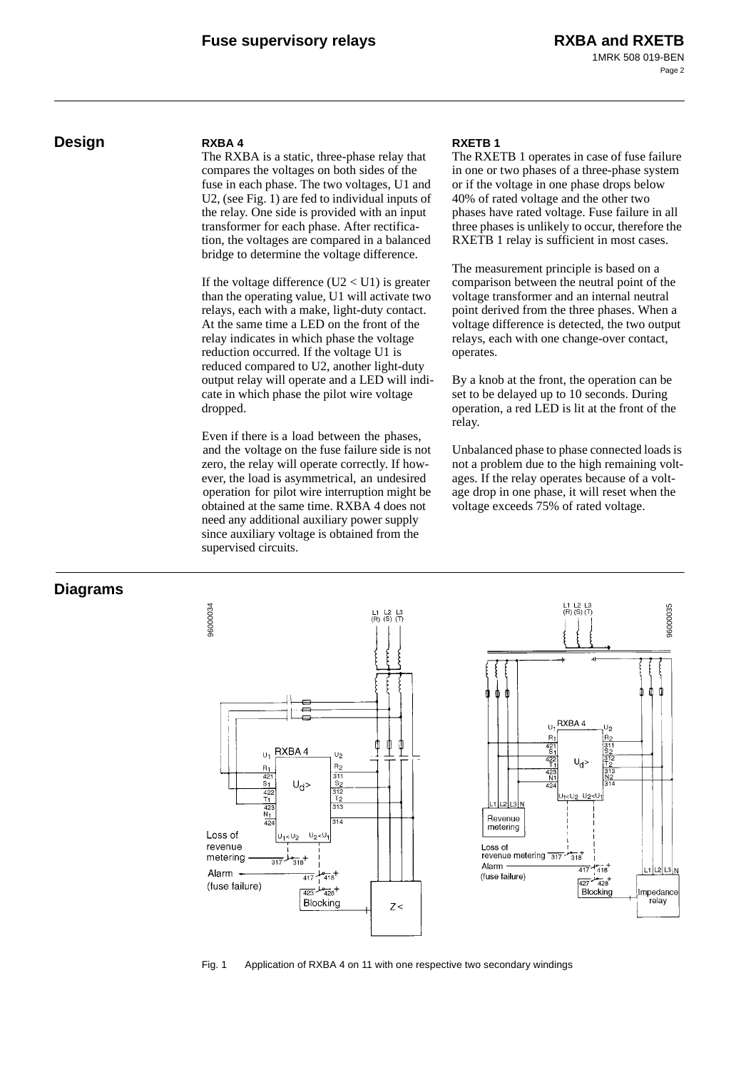## Design

### RXBA 4

The RXBA is a static, three-phase relay that compares the voltages on both sides of the fuse in each phase. The two voltages, U1 and U2, (see Fig. 1) are fed to individual inputs of the relay. One side is provided with an input transformer for each phase. After rectification, the voltages are compared in a balanced bridge to determine the voltage difference.

If the voltage difference (U2 < U1) is greater than the operating value, U1 will activate two relays, each with a make, light-duty contact. At the same time a LED on the front of the relay indicates in which phase the voltage reduction occurred. If the voltage U1 is reduced compared to U2, another light-duty output relay will operate and a LED will indicate in which phase the pilot wire voltage dropped.

Even if there is a load between the phases, and the voltage on the fuse failure side is not zero, the relay will operate correctly. If however, the load is asymmetrical, an undesired operation for pilot wire interruption might be obtained at the same time. RXBA 4 does not need any additional auxiliary power supply since auxiliary voltage is obtained from the supervised circuits.

### RXETB 1

The RXETB 1 operates in case of fuse failure in one or two phases of a three-phase system or if the voltage in one phase drops below 40% of rated voltage and the other two phases have rated voltage. Fuse failure in all three phases is unlikely to occur, therefore the RXETB 1 relay is sufficient in most cases.

The measurement principle is based on a comparison between the neutral point of the voltage transformer and an internal neutral point derived from the three phases. When a voltage difference is detected, the two output relays, each with one change-over contact, operates.

By a knob at the front, the operation can be set to be delayed up to 10 seconds. During operation, a red LED is lit at the front of the relay.

Unbalanced phase to phase connected loads is not a problem due to the high remaining voltages. If the relay operates because of a voltage drop in one phase, it will reset when the voltage exceeds 75% of rated voltage.

## Diagrams

Fig. 1 Application of RXBA 4 on 11 with one respective two secondary windings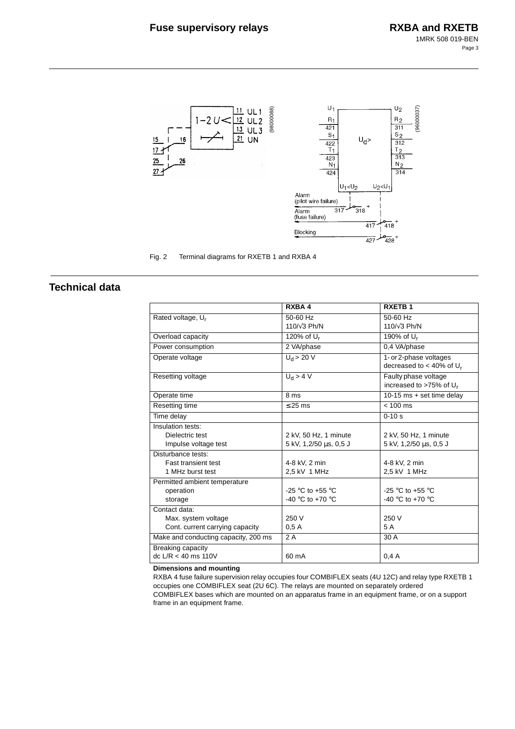Fig. 2 Terminal diagrams for RXETB 1 and RXBA 4

## Technical data

| | RXBA 4 | RXETB 1 |
|---|---|---|
| Rated voltage, $U_r$ | 50-60 Hz<br>110/√3 Ph/N | 50-60 Hz<br>110/√3 Ph/N |
| Overload capacity | 120% of $U_r$ | 190% of $U_r$ |
| Power consumption | 2 VA/phase | 0,4 VA/phase |
| Operate voltage | $U_d > 20$ V | 1- or 2-phase voltages decreased to < 40% of $U_r$ |
| Resetting voltage | $U_d > 4$ V | Faulty phase voltage increased to >75% of $U_r$ |
| Operate time | 8 ms | 10-15 ms + set time delay |
| Resetting time | ≤ 25 ms | < 100 ms |
| Time delay | | 0-10 s |
| Insulation tests:<br>Dielectric test<br>Impulse voltage test | <br>2 kV, 50 Hz, 1 minute<br>5 kV, 1,2/50 µs, 0,5 J | <br>2 kV, 50 Hz, 1 minute<br>5 kV, 1,2/50 µs, 0,5 J |
| Disturbance tests:<br>Fast transient test<br>1 MHz burst test | <br>4-8 kV, 2 min<br>2,5 kV 1 MHz | <br>4-8 kV, 2 min<br>2,5 kV 1 MHz |
| Permitted ambient temperature<br>operation<br>storage | <br>-25 °C to +55 °C<br>-40 °C to +70 °C | <br>-25 °C to +55 °C<br>-40 °C to +70 °C |
| Contact data:<br>Max. system voltage<br>Cont. current carrying capacity | <br>250 V<br>0,5 A | <br>250 V<br>5 A |
| Make and conducting capacity, 200 ms | 2 A | 30 A |
| Breaking capacity<br>dc L/R < 40 ms 110V | <br>60 mA | <br>0,4 A |

**Dimensions and mounting**

RXBA 4 fuse failure supervision relay occupies four COMBIFLEX seats (4U 12C) and relay type RXETB 1 occupies one COMBIFLEX seat (2U 6C). The relays are mounted on separately ordered COMBIFLEX bases which are mounted on an apparatus frame in an equipment frame, or on a support frame in an equipment frame.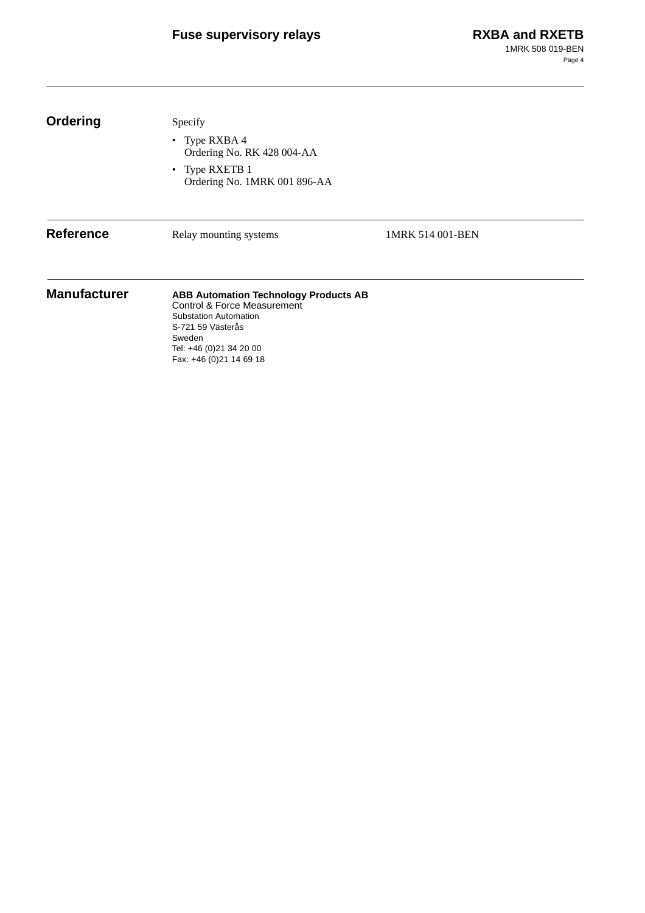## Ordering

Specify

- Type RXBA 4
  Ordering No. RK 428 004-AA
- Type RXETB 1
  Ordering No. 1MRK 001 896-AA

## Reference

Relay mounting systems 1MRK 514 001-BEN

## Manufacturer

**ABB Automation Technology Products AB**
Control & Force Measurement
Substation Automation
S-721 59 Västerås
Sweden
Tel: +46 (0)21 34 20 00
Fax: +46 (0)21 14 69 18